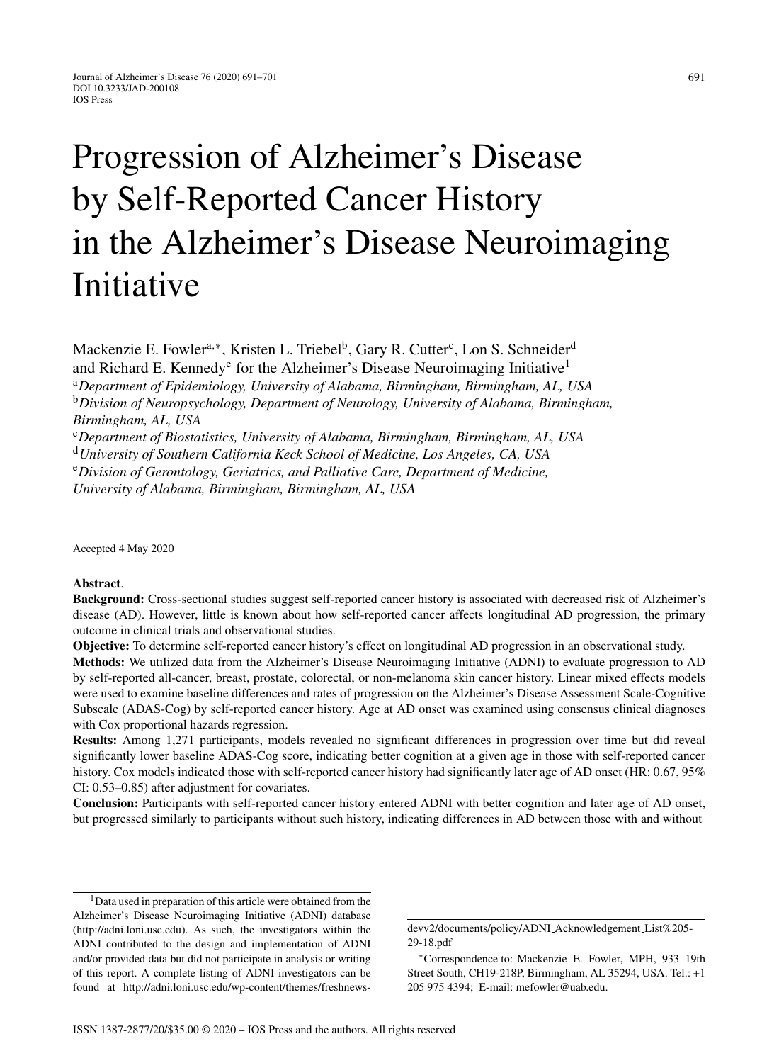# Progression of Alzheimer's Disease by Self-Reported Cancer History in the Alzheimer's Disease Neuroimaging Initiative

Mackenzie E. Fowler[a,*], Kristen L. Triebel[b], Gary R. Cutter[c], Lon S. Schneider[d] and Richard E. Kennedy[e] for the Alzheimer's Disease Neuroimaging Initiative[1]

[a]*Department of Epidemiology, University of Alabama, Birmingham, Birmingham, AL, USA*

[b]*Division of Neuropsychology, Department of Neurology, University of Alabama, Birmingham, Birmingham, AL, USA*

[c]*Department of Biostatistics, University of Alabama, Birmingham, Birmingham, AL, USA*

[d]*University of Southern California Keck School of Medicine, Los Angeles, CA, USA*

[e]*Division of Gerontology, Geriatrics, and Palliative Care, Department of Medicine, University of Alabama, Birmingham, Birmingham, AL, USA*

Accepted 4 May 2020

**Abstract**.

**Background:** Cross-sectional studies suggest self-reported cancer history is associated with decreased risk of Alzheimer's disease (AD). However, little is known about how self-reported cancer affects longitudinal AD progression, the primary outcome in clinical trials and observational studies.

**Objective:** To determine self-reported cancer history's effect on longitudinal AD progression in an observational study.

**Methods:** We utilized data from the Alzheimer's Disease Neuroimaging Initiative (ADNI) to evaluate progression to AD by self-reported all-cancer, breast, prostate, colorectal, or non-melanoma skin cancer history. Linear mixed effects models were used to examine baseline differences and rates of progression on the Alzheimer's Disease Assessment Scale-Cognitive Subscale (ADAS-Cog) by self-reported cancer history. Age at AD onset was examined using consensus clinical diagnoses with Cox proportional hazards regression.

**Results:** Among 1,271 participants, models revealed no significant differences in progression over time but did reveal significantly lower baseline ADAS-Cog score, indicating better cognition at a given age in those with self-reported cancer history. Cox models indicated those with self-reported cancer history had significantly later age of AD onset (HR: 0.67, 95% CI: 0.53–0.85) after adjustment for covariates.

**Conclusion:** Participants with self-reported cancer history entered ADNI with better cognition and later age of AD onset, but progressed similarly to participants without such history, indicating differences in AD between those with and without

[1]Data used in preparation of this article were obtained from the Alzheimer's Disease Neuroimaging Initiative (ADNI) database (http://adni.loni.usc.edu). As such, the investigators within the ADNI contributed to the design and implementation of ADNI and/or provided data but did not participate in analysis or writing of this report. A complete listing of ADNI investigators can be found at http://adni.loni.usc.edu/wp-content/themes/freshnews-devv2/documents/policy/ADNI_Acknowledgement_List%205-29-18.pdf

*Correspondence to: Mackenzie E. Fowler, MPH, 933 19th Street South, CH19-218P, Birmingham, AL 35294, USA. Tel.: +1 205 975 4394; E-mail: mefowler@uab.edu.

ISSN 1387-2877/20/$35.00 © 2020 – IOS Press and the authors. All rights reserved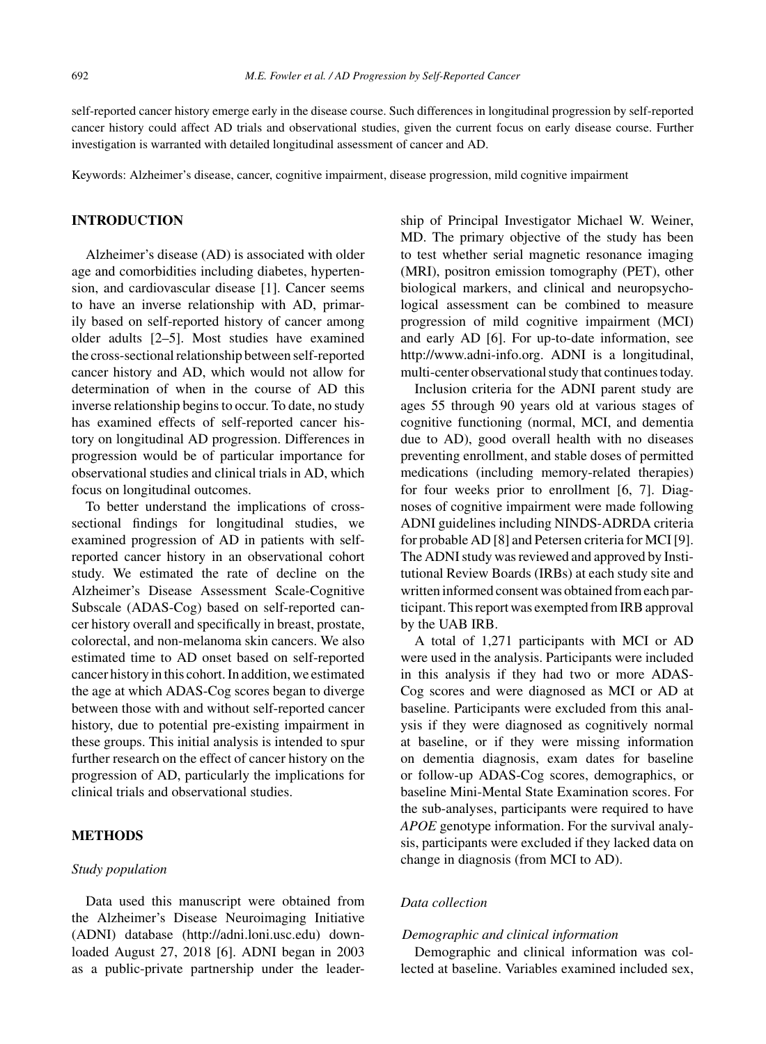self-reported cancer history emerge early in the disease course. Such differences in longitudinal progression by self-reported cancer history could affect AD trials and observational studies, given the current focus on early disease course. Further investigation is warranted with detailed longitudinal assessment of cancer and AD.

Keywords: Alzheimer's disease, cancer, cognitive impairment, disease progression, mild cognitive impairment

## INTRODUCTION

Alzheimer's disease (AD) is associated with older age and comorbidities including diabetes, hypertension, and cardiovascular disease [1]. Cancer seems to have an inverse relationship with AD, primarily based on self-reported history of cancer among older adults [2–5]. Most studies have examined the cross-sectional relationship between self-reported cancer history and AD, which would not allow for determination of when in the course of AD this inverse relationship begins to occur. To date, no study has examined effects of self-reported cancer history on longitudinal AD progression. Differences in progression would be of particular importance for observational studies and clinical trials in AD, which focus on longitudinal outcomes.

To better understand the implications of cross-sectional findings for longitudinal studies, we examined progression of AD in patients with self-reported cancer history in an observational cohort study. We estimated the rate of decline on the Alzheimer's Disease Assessment Scale-Cognitive Subscale (ADAS-Cog) based on self-reported cancer history overall and specifically in breast, prostate, colorectal, and non-melanoma skin cancers. We also estimated time to AD onset based on self-reported cancer history in this cohort. In addition, we estimated the age at which ADAS-Cog scores began to diverge between those with and without self-reported cancer history, due to potential pre-existing impairment in these groups. This initial analysis is intended to spur further research on the effect of cancer history on the progression of AD, particularly the implications for clinical trials and observational studies.

## METHODS

### *Study population*

Data used this manuscript were obtained from the Alzheimer's Disease Neuroimaging Initiative (ADNI) database (http://adni.loni.usc.edu) downloaded August 27, 2018 [6]. ADNI began in 2003 as a public-private partnership under the leadership of Principal Investigator Michael W. Weiner, MD. The primary objective of the study has been to test whether serial magnetic resonance imaging (MRI), positron emission tomography (PET), other biological markers, and clinical and neuropsychological assessment can be combined to measure progression of mild cognitive impairment (MCI) and early AD [6]. For up-to-date information, see http://www.adni-info.org. ADNI is a longitudinal, multi-center observational study that continues today.

Inclusion criteria for the ADNI parent study are ages 55 through 90 years old at various stages of cognitive functioning (normal, MCI, and dementia due to AD), good overall health with no diseases preventing enrollment, and stable doses of permitted medications (including memory-related therapies) for four weeks prior to enrollment [6, 7]. Diagnoses of cognitive impairment were made following ADNI guidelines including NINDS-ADRDA criteria for probable AD [8] and Petersen criteria for MCI [9]. The ADNI study was reviewed and approved by Institutional Review Boards (IRBs) at each study site and written informed consent was obtained from each participant. This report was exempted from IRB approval by the UAB IRB.

A total of 1,271 participants with MCI or AD were used in the analysis. Participants were included in this analysis if they had two or more ADAS-Cog scores and were diagnosed as MCI or AD at baseline. Participants were excluded from this analysis if they were diagnosed as cognitively normal at baseline, or if they were missing information on dementia diagnosis, exam dates for baseline or follow-up ADAS-Cog scores, demographics, or baseline Mini-Mental State Examination scores. For the sub-analyses, participants were required to have *APOE* genotype information. For the survival analysis, participants were excluded if they lacked data on change in diagnosis (from MCI to AD).

### *Data collection*

#### *Demographic and clinical information*

Demographic and clinical information was collected at baseline. Variables examined included sex,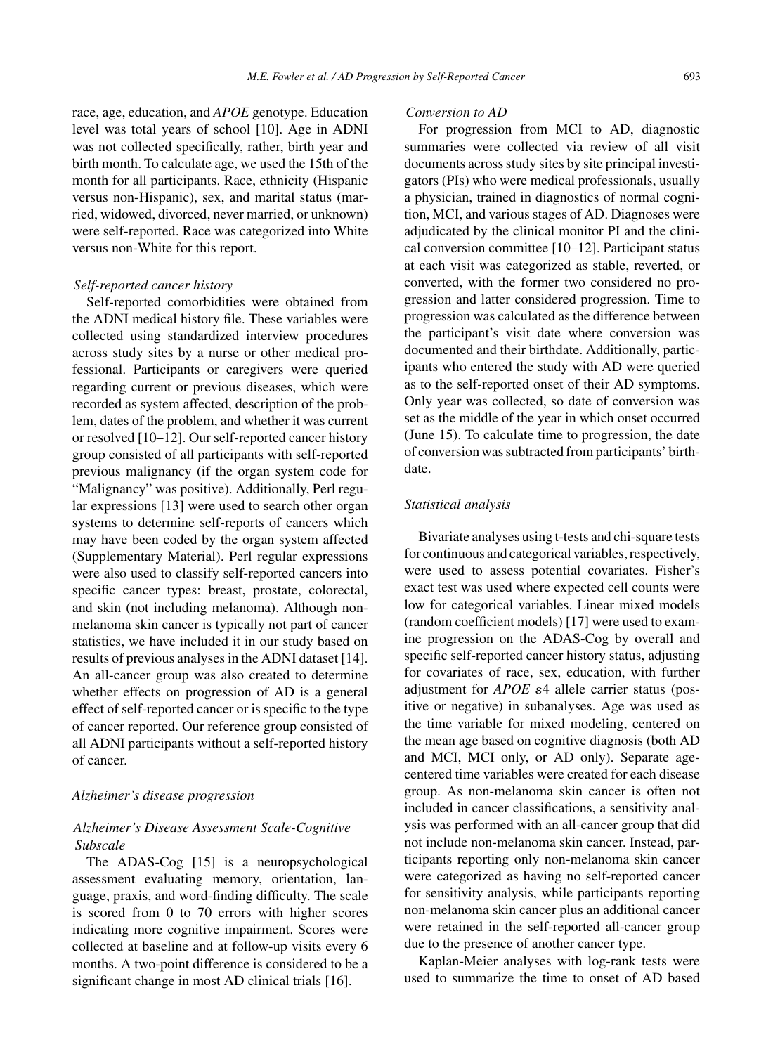race, age, education, and *APOE* genotype. Education level was total years of school [10]. Age in ADNI was not collected specifically, rather, birth year and birth month. To calculate age, we used the 15th of the month for all participants. Race, ethnicity (Hispanic versus non-Hispanic), sex, and marital status (married, widowed, divorced, never married, or unknown) were self-reported. Race was categorized into White versus non-White for this report.

### *Self-reported cancer history*

Self-reported comorbidities were obtained from the ADNI medical history file. These variables were collected using standardized interview procedures across study sites by a nurse or other medical professional. Participants or caregivers were queried regarding current or previous diseases, which were recorded as system affected, description of the problem, dates of the problem, and whether it was current or resolved [10–12]. Our self-reported cancer history group consisted of all participants with self-reported previous malignancy (if the organ system code for "Malignancy" was positive). Additionally, Perl regular expressions [13] were used to search other organ systems to determine self-reports of cancers which may have been coded by the organ system affected (Supplementary Material). Perl regular expressions were also used to classify self-reported cancers into specific cancer types: breast, prostate, colorectal, and skin (not including melanoma). Although non-melanoma skin cancer is typically not part of cancer statistics, we have included it in our study based on results of previous analyses in the ADNI dataset [14]. An all-cancer group was also created to determine whether effects on progression of AD is a general effect of self-reported cancer or is specific to the type of cancer reported. Our reference group consisted of all ADNI participants without a self-reported history of cancer.

### *Alzheimer's disease progression*

### *Alzheimer's Disease Assessment Scale-Cognitive Subscale*

The ADAS-Cog [15] is a neuropsychological assessment evaluating memory, orientation, language, praxis, and word-finding difficulty. The scale is scored from 0 to 70 errors with higher scores indicating more cognitive impairment. Scores were collected at baseline and at follow-up visits every 6 months. A two-point difference is considered to be a significant change in most AD clinical trials [16].

### *Conversion to AD*

For progression from MCI to AD, diagnostic summaries were collected via review of all visit documents across study sites by site principal investigators (PIs) who were medical professionals, usually a physician, trained in diagnostics of normal cognition, MCI, and various stages of AD. Diagnoses were adjudicated by the clinical monitor PI and the clinical conversion committee [10–12]. Participant status at each visit was categorized as stable, reverted, or converted, with the former two considered no progression and latter considered progression. Time to progression was calculated as the difference between the participant's visit date where conversion was documented and their birthdate. Additionally, participants who entered the study with AD were queried as to the self-reported onset of their AD symptoms. Only year was collected, so date of conversion was set as the middle of the year in which onset occurred (June 15). To calculate time to progression, the date of conversion was subtracted from participants' birthdate.

### *Statistical analysis*

Bivariate analyses using t-tests and chi-square tests for continuous and categorical variables, respectively, were used to assess potential covariates. Fisher's exact test was used where expected cell counts were low for categorical variables. Linear mixed models (random coefficient models) [17] were used to examine progression on the ADAS-Cog by overall and specific self-reported cancer history status, adjusting for covariates of race, sex, education, with further adjustment for *APOE* $\varepsilon$4 allele carrier status (positive or negative) in subanalyses. Age was used as the time variable for mixed modeling, centered on the mean age based on cognitive diagnosis (both AD and MCI, MCI only, or AD only). Separate age-centered time variables were created for each disease group. As non-melanoma skin cancer is often not included in cancer classifications, a sensitivity analysis was performed with an all-cancer group that did not include non-melanoma skin cancer. Instead, participants reporting only non-melanoma skin cancer were categorized as having no self-reported cancer for sensitivity analysis, while participants reporting non-melanoma skin cancer plus an additional cancer were retained in the self-reported all-cancer group due to the presence of another cancer type.

Kaplan-Meier analyses with log-rank tests were used to summarize the time to onset of AD based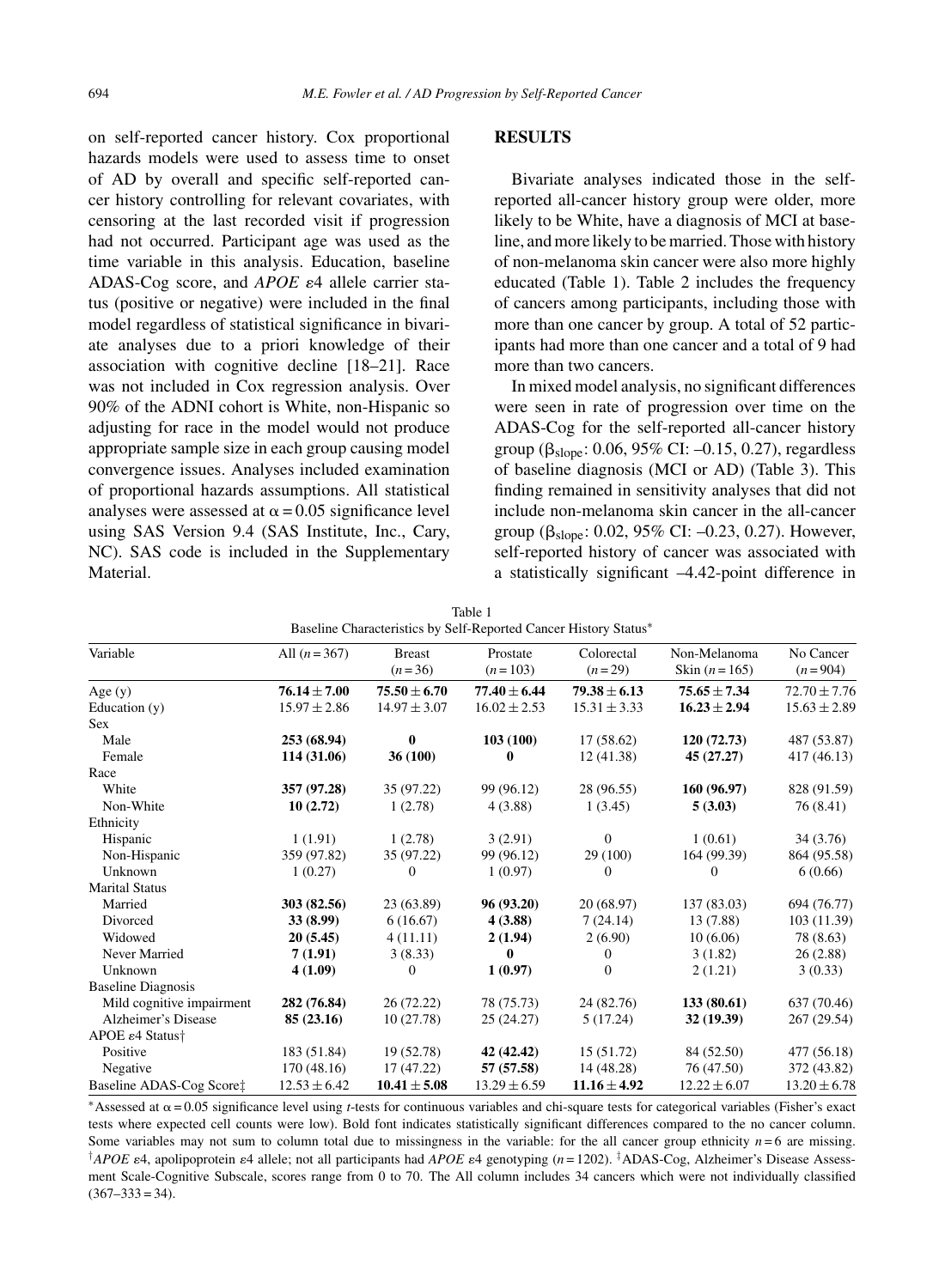on self-reported cancer history. Cox proportional hazards models were used to assess time to onset of AD by overall and specific self-reported cancer history controlling for relevant covariates, with censoring at the last recorded visit if progression had not occurred. Participant age was used as the time variable in this analysis. Education, baseline ADAS-Cog score, and *APOE* ε4 allele carrier status (positive or negative) were included in the final model regardless of statistical significance in bivariate analyses due to a priori knowledge of their association with cognitive decline [18–21]. Race was not included in Cox regression analysis. Over 90% of the ADNI cohort is White, non-Hispanic so adjusting for race in the model would not produce appropriate sample size in each group causing model convergence issues. Analyses included examination of proportional hazards assumptions. All statistical analyses were assessed at $\alpha = 0.05$ significance level using SAS Version 9.4 (SAS Institute, Inc., Cary, NC). SAS code is included in the Supplementary Material.

## RESULTS

Bivariate analyses indicated those in the self-reported all-cancer history group were older, more likely to be White, have a diagnosis of MCI at baseline, and more likely to be married. Those with history of non-melanoma skin cancer were also more highly educated (Table 1). Table 2 includes the frequency of cancers among participants, including those with more than one cancer by group. A total of 52 participants had more than one cancer and a total of 9 had more than two cancers.

In mixed model analysis, no significant differences were seen in rate of progression over time on the ADAS-Cog for the self-reported all-cancer history group ($\beta_{slope}$: 0.06, 95% CI: –0.15, 0.27), regardless of baseline diagnosis (MCI or AD) (Table 3). This finding remained in sensitivity analyses that did not include non-melanoma skin cancer in the all-cancer group ($\beta_{slope}$: 0.02, 95% CI: –0.23, 0.27). However, self-reported history of cancer was associated with a statistically significant –4.42-point difference in

Table 1
Baseline Characteristics by Self-Reported Cancer History Status*

| Variable | All ($n = 367$) | Breast ($n = 36$) | Prostate ($n = 103$) | Colorectal ($n = 29$) | Non-Melanoma Skin ($n = 165$) | No Cancer ($n = 904$) |
|---|---|---|---|---|---|---|
| Age (y) | **76.14 ± 7.00** | **75.50 ± 6.70** | **77.40 ± 6.44** | **79.38 ± 6.13** | **75.65 ± 7.34** | 72.70 ± 7.76 |
| Education (y) | 15.97 ± 2.86 | 14.97 ± 3.07 | 16.02 ± 2.53 | 15.31 ± 3.33 | **16.23 ± 2.94** | 15.63 ± 2.89 |
| Sex | | | | | | |
| Male | **253 (68.94)** | **0** | **103 (100)** | 17 (58.62) | **120 (72.73)** | 487 (53.87) |
| Female | **114 (31.06)** | **36 (100)** | **0** | 12 (41.38) | **45 (27.27)** | 417 (46.13) |
| Race | | | | | | |
| White | **357 (97.28)** | 35 (97.22) | 99 (96.12) | 28 (96.55) | **160 (96.97)** | 828 (91.59) |
| Non-White | **10 (2.72)** | 1 (2.78) | 4 (3.88) | 1 (3.45) | **5 (3.03)** | 76 (8.41) |
| Ethnicity | | | | | | |
| Hispanic | 1 (1.91) | 1 (2.78) | 3 (2.91) | 0 | 1 (0.61) | 34 (3.76) |
| Non-Hispanic | 359 (97.82) | 35 (97.22) | 99 (96.12) | 29 (100) | 164 (99.39) | 864 (95.58) |
| Unknown | 1 (0.27) | 0 | 1 (0.97) | 0 | 0 | 6 (0.66) |
| Marital Status | | | | | | |
| Married | **303 (82.56)** | 23 (63.89) | **96 (93.20)** | 20 (68.97) | 137 (83.03) | 694 (76.77) |
| Divorced | **33 (8.99)** | 6 (16.67) | **4 (3.88)** | 7 (24.14) | 13 (7.88) | 103 (11.39) |
| Widowed | **20 (5.45)** | 4 (11.11) | **2 (1.94)** | 2 (6.90) | 10 (6.06) | 78 (8.63) |
| Never Married | **7 (1.91)** | 3 (8.33) | **0** | 0 | 3 (1.82) | 26 (2.88) |
| Unknown | **4 (1.09)** | 0 | **1 (0.97)** | 0 | 2 (1.21) | 3 (0.33) |
| Baseline Diagnosis | | | | | | |
| Mild cognitive impairment | **282 (76.84)** | 26 (72.22) | 78 (75.73) | 24 (82.76) | **133 (80.61)** | 637 (70.46) |
| Alzheimer's Disease | **85 (23.16)** | 10 (27.78) | 25 (24.27) | 5 (17.24) | **32 (19.39)** | 267 (29.54) |
| APOE ε4 Status† | | | | | | |
| Positive | 183 (51.84) | 19 (52.78) | **42 (42.42)** | 15 (51.72) | 84 (52.50) | 477 (56.18) |
| Negative | 170 (48.16) | 17 (47.22) | **57 (57.58)** | 14 (48.28) | 76 (47.50) | 372 (43.82) |
| Baseline ADAS-Cog Score‡ | 12.53 ± 6.42 | **10.41 ± 5.08** | 13.29 ± 6.59 | **11.16 ± 4.92** | 12.22 ± 6.07 | 13.20 ± 6.78 |

*Assessed at $\alpha = 0.05$ significance level using *t*-tests for continuous variables and chi-square tests for categorical variables (Fisher's exact tests where expected cell counts were low). Bold font indicates statistically significant differences compared to the no cancer column. Some variables may not sum to column total due to missingness in the variable: for the all cancer group ethnicity $n = 6$ are missing. †*APOE* ε4, apolipoprotein ε4 allele; not all participants had *APOE* ε4 genotyping ($n = 1202$). ‡ADAS-Cog, Alzheimer's Disease Assessment Scale-Cognitive Subscale, scores range from 0 to 70. The All column includes 34 cancers which were not individually classified (367–333 = 34).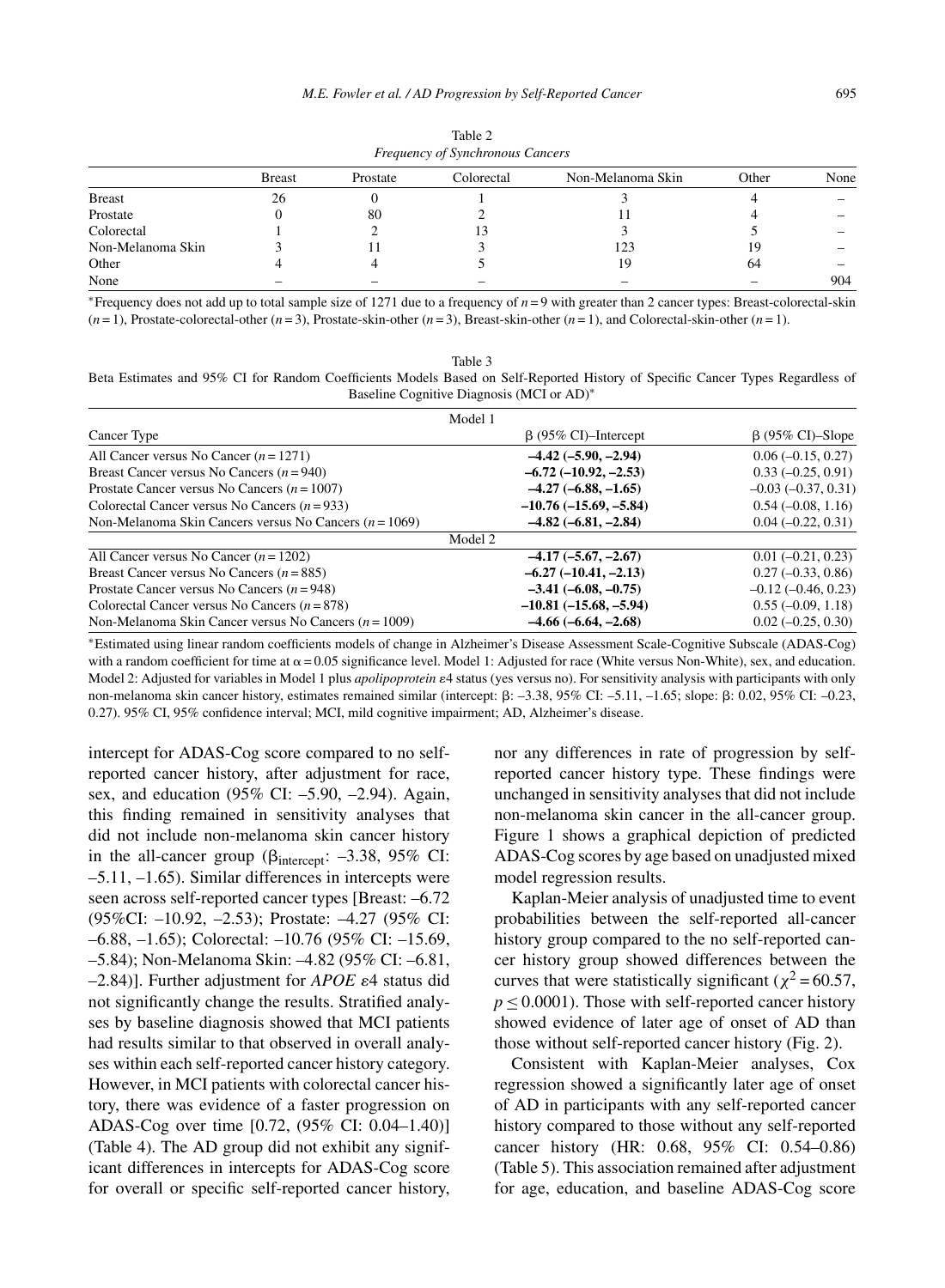Table 2

*Frequency of Synchronous Cancers*

| | Breast | Prostate | Colorectal | Non-Melanoma Skin | Other | None |
|---|---|---|---|---|---|---|
| Breast | 26 | 0 | 1 | 3 | 4 | – |
| Prostate | 0 | 80 | 2 | 11 | 4 | – |
| Colorectal | 1 | 2 | 13 | 3 | 5 | – |
| Non-Melanoma Skin | 3 | 11 | 3 | 123 | 19 | – |
| Other | 4 | 4 | 5 | 19 | 64 | – |
| None | – | – | – | – | – | 904 |

*Frequency does not add up to total sample size of 1271 due to a frequency of $n = 9$ with greater than 2 cancer types: Breast-colorectal-skin ($n = 1$), Prostate-colorectal-other ($n = 3$), Prostate-skin-other ($n = 3$), Breast-skin-other ($n = 1$), and Colorectal-skin-other ($n = 1$).

Table 3

Beta Estimates and 95% CI for Random Coefficients Models Based on Self-Reported History of Specific Cancer Types Regardless of Baseline Cognitive Diagnosis (MCI or AD)*

| Cancer Type | β (95% CI)–Intercept | β (95% CI)–Slope |
|---|---|---|
| **Model 1** | | |
| All Cancer versus No Cancer ($n = 1271$) | **–4.42 (–5.90, –2.94)** | 0.06 (–0.15, 0.27) |
| Breast Cancer versus No Cancers ($n = 940$) | **–6.72 (–10.92, –2.53)** | 0.33 (–0.25, 0.91) |
| Prostate Cancer versus No Cancers ($n = 1007$) | **–4.27 (–6.88, –1.65)** | –0.03 (–0.37, 0.31) |
| Colorectal Cancer versus No Cancers ($n = 933$) | **–10.76 (–15.69, –5.84)** | 0.54 (–0.08, 1.16) |
| Non-Melanoma Skin Cancers versus No Cancers ($n = 1069$) | **–4.82 (–6.81, –2.84)** | 0.04 (–0.22, 0.31) |
| **Model 2** | | |
| All Cancer versus No Cancer ($n = 1202$) | **–4.17 (–5.67, –2.67)** | 0.01 (–0.21, 0.23) |
| Breast Cancer versus No Cancers ($n = 885$) | **–6.27 (–10.41, –2.13)** | 0.27 (–0.33, 0.86) |
| Prostate Cancer versus No Cancers ($n = 948$) | **–3.41 (–6.08, –0.75)** | –0.12 (–0.46, 0.23) |
| Colorectal Cancer versus No Cancers ($n = 878$) | **–10.81 (–15.68, –5.94)** | 0.55 (–0.09, 1.18) |
| Non-Melanoma Skin Cancer versus No Cancers ($n = 1009$) | **–4.66 (–6.64, –2.68)** | 0.02 (–0.25, 0.30) |

*Estimated using linear random coefficients models of change in Alzheimer's Disease Assessment Scale-Cognitive Subscale (ADAS-Cog) with a random coefficient for time at $\alpha = 0.05$ significance level. Model 1: Adjusted for race (White versus Non-White), sex, and education. Model 2: Adjusted for variables in Model 1 plus *apolipoprotein* ε4 status (yes versus no). For sensitivity analysis with participants with only non-melanoma skin cancer history, estimates remained similar (intercept: β: –3.38, 95% CI: –5.11, –1.65; slope: β: 0.02, 95% CI: –0.23, 0.27). 95% CI, 95% confidence interval; MCI, mild cognitive impairment; AD, Alzheimer's disease.

intercept for ADAS-Cog score compared to no self-reported cancer history, after adjustment for race, sex, and education (95% CI: –5.90, –2.94). Again, this finding remained in sensitivity analyses that did not include non-melanoma skin cancer history in the all-cancer group ($\beta_{intercept}$: –3.38, 95% CI: –5.11, –1.65). Similar differences in intercepts were seen across self-reported cancer types [Breast: –6.72 (95%CI: –10.92, –2.53); Prostate: –4.27 (95% CI: –6.88, –1.65); Colorectal: –10.76 (95% CI: –15.69, –5.84); Non-Melanoma Skin: –4.82 (95% CI: –6.81, –2.84)]. Further adjustment for *APOE* ε4 status did not significantly change the results. Stratified analyses by baseline diagnosis showed that MCI patients had results similar to that observed in overall analyses within each self-reported cancer history category. However, in MCI patients with colorectal cancer history, there was evidence of a faster progression on ADAS-Cog over time [0.72, (95% CI: 0.04–1.40)] (Table 4). The AD group did not exhibit any significant differences in intercepts for ADAS-Cog score for overall or specific self-reported cancer history, nor any differences in rate of progression by self-reported cancer history type. These findings were unchanged in sensitivity analyses that did not include non-melanoma skin cancer in the all-cancer group. Figure 1 shows a graphical depiction of predicted ADAS-Cog scores by age based on unadjusted mixed model regression results.

Kaplan-Meier analysis of unadjusted time to event probabilities between the self-reported all-cancer history group compared to the no self-reported cancer history group showed differences between the curves that were statistically significant ($\chi^2 = 60.57$, $p \leq 0.0001$). Those with self-reported cancer history showed evidence of later age of onset of AD than those without self-reported cancer history (Fig. 2).

Consistent with Kaplan-Meier analyses, Cox regression showed a significantly later age of onset of AD in participants with any self-reported cancer history compared to those without any self-reported cancer history (HR: 0.68, 95% CI: 0.54–0.86) (Table 5). This association remained after adjustment for age, education, and baseline ADAS-Cog score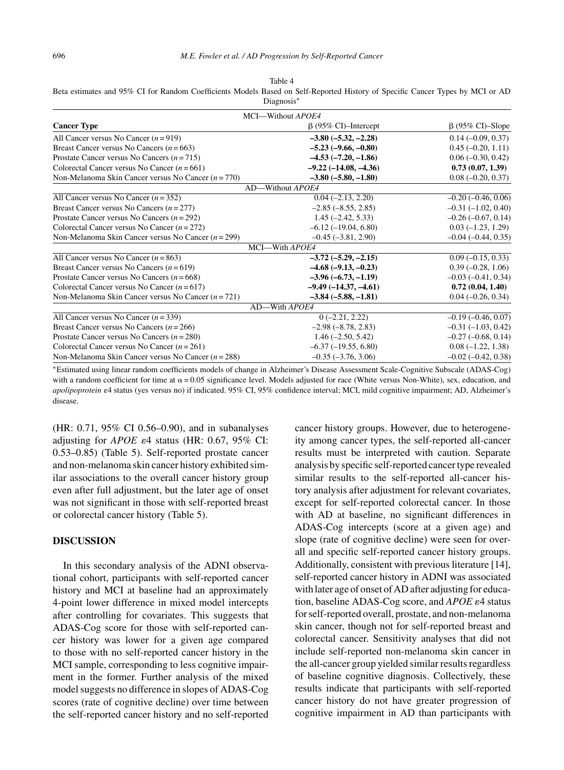Table 4

Beta estimates and 95% CI for Random Coefficients Models Based on Self-Reported History of Specific Cancer Types by MCI or AD Diagnosis*

| Cancer Type | β (95% CI)–Intercept | β (95% CI)–Slope |
|---|---|---|
| **MCI—Without *APOE4*** | | |
| All Cancer versus No Cancer ($n$ = 919) | **–3.80 (–5.32, –2.28)** | 0.14 (–0.09, 0.37) |
| Breast Cancer versus No Cancers ($n$ = 663) | **–5.23 (–9.66, –0.80)** | 0.45 (–0.20, 1.11) |
| Prostate Cancer versus No Cancers ($n$ = 715) | **–4.53 (–7.20, –1.86)** | 0.06 (–0.30, 0.42) |
| Colorectal Cancer versus No Cancer ($n$ = 661) | **–9.22 (–14.08, –4.36)** | **0.73 (0.07, 1.39)** |
| Non-Melanoma Skin Cancer versus No Cancer ($n$ = 770) | **–3.80 (–5.80, –1.80)** | 0.08 (–0.20, 0.37) |
| **AD—Without *APOE4*** | | |
| All Cancer versus No Cancer ($n$ = 352) | 0.04 (–2.13, 2.20) | –0.20 (–0.46, 0.06) |
| Breast Cancer versus No Cancers ($n$ = 277) | –2.85 (–8.55, 2.85) | –0.31 (–1.02, 0.40) |
| Prostate Cancer versus No Cancers ($n$ = 292) | 1.45 (–2.42, 5.33) | –0.26 (–0.67, 0.14) |
| Colorectal Cancer versus No Cancer ($n$ = 272) | –6.12 (–19.04, 6.80) | 0.03 (–1.23, 1.29) |
| Non-Melanoma Skin Cancer versus No Cancer ($n$ = 299) | –0.45 (–3.81, 2.90) | –0.04 (–0.44, 0.35) |
| **MCI—With *APOE4*** | | |
| All Cancer versus No Cancer ($n$ = 863) | **–3.72 (–5.29, –2.15)** | 0.09 (–0.15, 0.33) |
| Breast Cancer versus No Cancers ($n$ = 619) | **–4.68 (–9.13, –0.23)** | 0.39 (–0.28, 1.06) |
| Prostate Cancer versus No Cancers ($n$ = 668) | **–3.96 (–6.73, –1.19)** | –0.03 (–0.41, 0.34) |
| Colorectal Cancer versus No Cancer ($n$ = 617) | **–9.49 (–14.37, –4.61)** | **0.72 (0.04, 1.40)** |
| Non-Melanoma Skin Cancer versus No Cancer ($n$ = 721) | **–3.84 (–5.88, –1.81)** | 0.04 (–0.26, 0.34) |
| **AD—With *APOE4*** | | |
| All Cancer versus No Cancer ($n$ = 339) | 0 (–2.21, 2.22) | –0.19 (–0.46, 0.07) |
| Breast Cancer versus No Cancers ($n$ = 266) | –2.98 (–8.78, 2.83) | –0.31 (–1.03, 0.42) |
| Prostate Cancer versus No Cancers ($n$ = 280) | 1.46 (–2.50, 5.42) | –0.27 (–0.68, 0.14) |
| Colorectal Cancer versus No Cancer ($n$ = 261) | –6.37 (–19.55, 6.80) | 0.08 (–1.22, 1.38) |
| Non-Melanoma Skin Cancer versus No Cancer ($n$ = 288) | –0.35 (–3.76, 3.06) | –0.02 (–0.42, 0.38) |

*Estimated using linear random coefficients models of change in Alzheimer's Disease Assessment Scale-Cognitive Subscale (ADAS-Cog) with a random coefficient for time at $\alpha = 0.05$ significance level. Models adjusted for race (White versus Non-White), sex, education, and *apolipoprotein* ε4 status (yes versus no) if indicated. 95% CI, 95% confidence interval; MCI, mild cognitive impairment; AD, Alzheimer's disease.

(HR: 0.71, 95% CI 0.56–0.90), and in subanalyses adjusting for *APOE* ε4 status (HR: 0.67, 95% CI: 0.53–0.85) (Table 5). Self-reported prostate cancer and non-melanoma skin cancer history exhibited similar associations to the overall cancer history group even after full adjustment, but the later age of onset was not significant in those with self-reported breast or colorectal cancer history (Table 5).

## DISCUSSION

In this secondary analysis of the ADNI observational cohort, participants with self-reported cancer history and MCI at baseline had an approximately 4-point lower difference in mixed model intercepts after controlling for covariates. This suggests that ADAS-Cog score for those with self-reported cancer history was lower for a given age compared to those with no self-reported cancer history in the MCI sample, corresponding to less cognitive impairment in the former. Further analysis of the mixed model suggests no difference in slopes of ADAS-Cog scores (rate of cognitive decline) over time between the self-reported cancer history and no self-reported cancer history groups. However, due to heterogeneity among cancer types, the self-reported all-cancer results must be interpreted with caution. Separate analysis by specific self-reported cancer type revealed similar results to the self-reported all-cancer history analysis after adjustment for relevant covariates, except for self-reported colorectal cancer. In those with AD at baseline, no significant differences in ADAS-Cog intercepts (score at a given age) and slope (rate of cognitive decline) were seen for overall and specific self-reported cancer history groups. Additionally, consistent with previous literature [14], self-reported cancer history in ADNI was associated with later age of onset of AD after adjusting for education, baseline ADAS-Cog score, and *APOE* ε4 status for self-reported overall, prostate, and non-melanoma skin cancer, though not for self-reported breast and colorectal cancer. Sensitivity analyses that did not include self-reported non-melanoma skin cancer in the all-cancer group yielded similar results regardless of baseline cognitive diagnosis. Collectively, these results indicate that participants with self-reported cancer history do not have greater progression of cognitive impairment in AD than participants with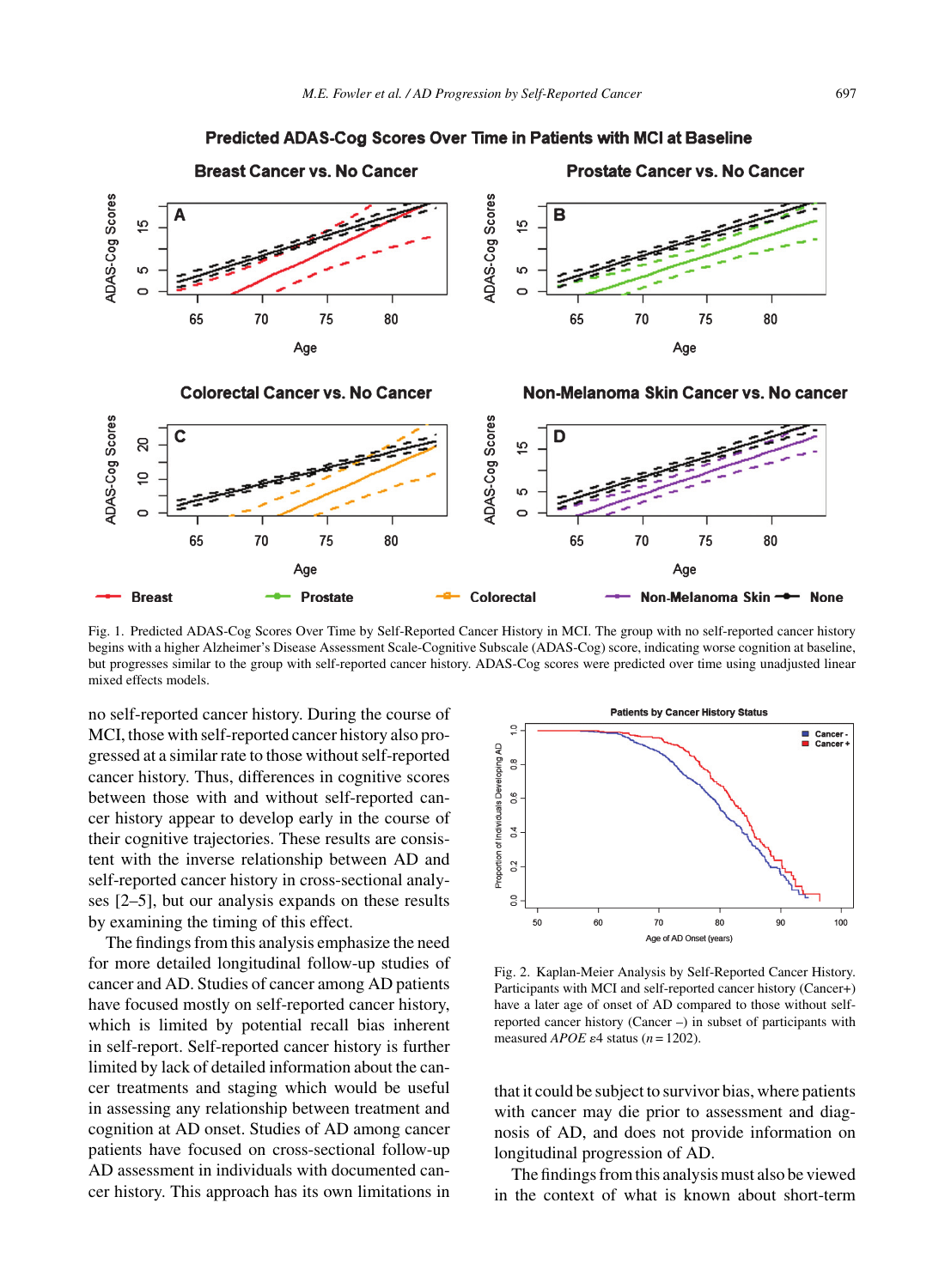Fig. 1. Predicted ADAS-Cog Scores Over Time by Self-Reported Cancer History in MCI. The group with no self-reported cancer history begins with a higher Alzheimer's Disease Assessment Scale-Cognitive Subscale (ADAS-Cog) score, indicating worse cognition at baseline, but progresses similar to the group with self-reported cancer history. ADAS-Cog scores were predicted over time using unadjusted linear mixed effects models.

no self-reported cancer history. During the course of MCI, those with self-reported cancer history also progressed at a similar rate to those without self-reported cancer history. Thus, differences in cognitive scores between those with and without self-reported cancer history appear to develop early in the course of their cognitive trajectories. These results are consistent with the inverse relationship between AD and self-reported cancer history in cross-sectional analyses [2–5], but our analysis expands on these results by examining the timing of this effect.

The findings from this analysis emphasize the need for more detailed longitudinal follow-up studies of cancer and AD. Studies of cancer among AD patients have focused mostly on self-reported cancer history, which is limited by potential recall bias inherent in self-report. Self-reported cancer history is further limited by lack of detailed information about the cancer treatments and staging which would be useful in assessing any relationship between treatment and cognition at AD onset. Studies of AD among cancer patients have focused on cross-sectional follow-up AD assessment in individuals with documented cancer history. This approach has its own limitations in that it could be subject to survivor bias, where patients with cancer may die prior to assessment and diagnosis of AD, and does not provide information on longitudinal progression of AD.

Fig. 2. Kaplan-Meier Analysis by Self-Reported Cancer History. Participants with MCI and self-reported cancer history (Cancer+) have a later age of onset of AD compared to those without self-reported cancer history (Cancer –) in subset of participants with measured *APOE* ε4 status ($n = 1202$).

The findings from this analysis must also be viewed in the context of what is known about short-term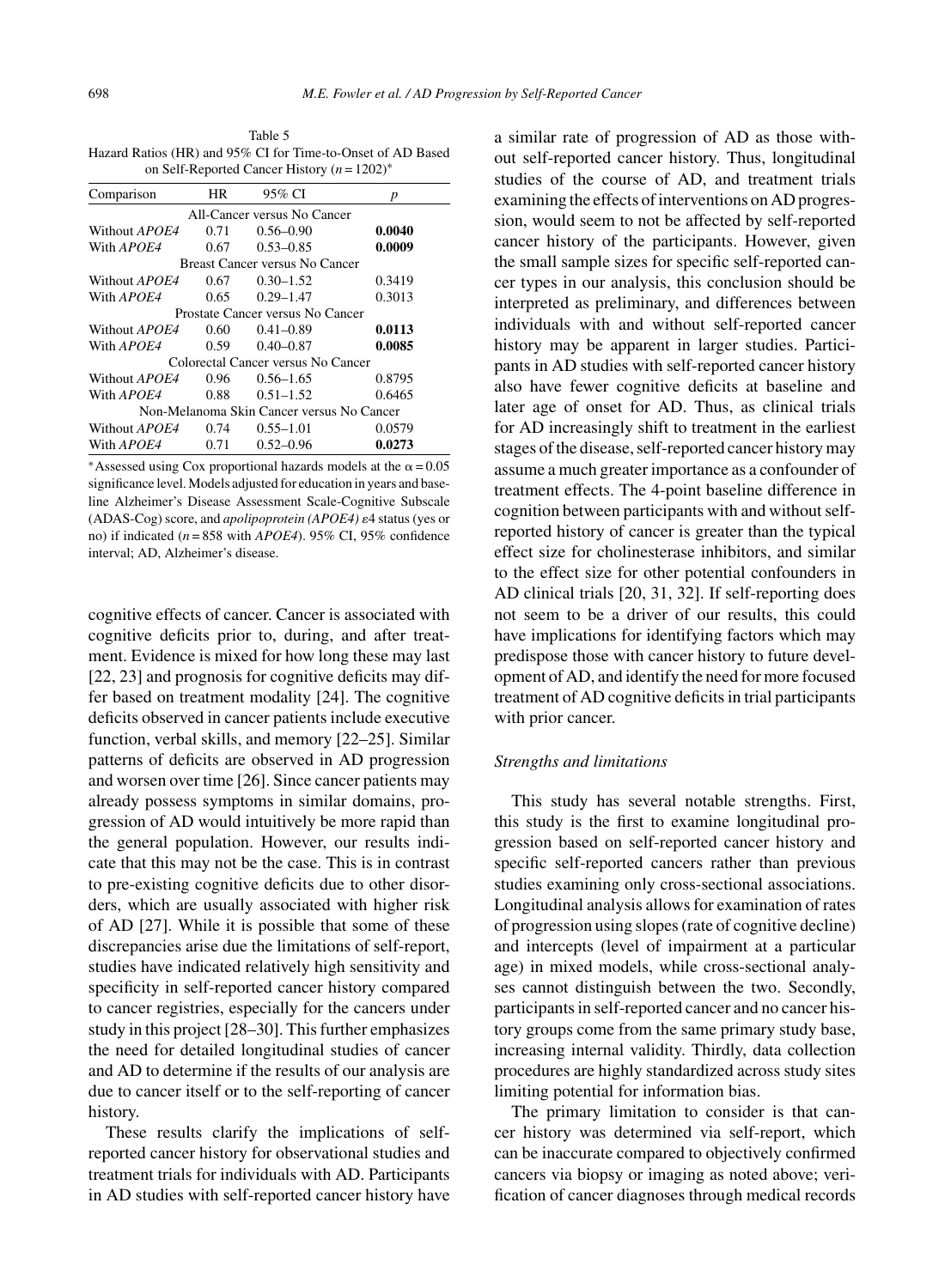Table 5
Hazard Ratios (HR) and 95% CI for Time-to-Onset of AD Based on Self-Reported Cancer History ($n = 1202$)*

| Comparison | HR | 95% CI | *p* |
|---|---|---|---|
| All-Cancer versus No Cancer | | | |
| Without *APOE4* | 0.71 | 0.56–0.90 | **0.0040** |
| With *APOE4* | 0.67 | 0.53–0.85 | **0.0009** |
| Breast Cancer versus No Cancer | | | |
| Without *APOE4* | 0.67 | 0.30–1.52 | 0.3419 |
| With *APOE4* | 0.65 | 0.29–1.47 | 0.3013 |
| Prostate Cancer versus No Cancer | | | |
| Without *APOE4* | 0.60 | 0.41–0.89 | **0.0113** |
| With *APOE4* | 0.59 | 0.40–0.87 | **0.0085** |
| Colorectal Cancer versus No Cancer | | | |
| Without *APOE4* | 0.96 | 0.56–1.65 | 0.8795 |
| With *APOE4* | 0.88 | 0.51–1.52 | 0.6465 |
| Non-Melanoma Skin Cancer versus No Cancer | | | |
| Without *APOE4* | 0.74 | 0.55–1.01 | 0.0579 |
| With *APOE4* | 0.71 | 0.52–0.96 | **0.0273** |

*Assessed using Cox proportional hazards models at the $\alpha = 0.05$ significance level. Models adjusted for education in years and baseline Alzheimer's Disease Assessment Scale-Cognitive Subscale (ADAS-Cog) score, and *apolipoprotein (APOE4)* ε4 status (yes or no) if indicated ($n = 858$ with *APOE4*). 95% CI, 95% confidence interval; AD, Alzheimer's disease.

cognitive effects of cancer. Cancer is associated with cognitive deficits prior to, during, and after treatment. Evidence is mixed for how long these may last [22, 23] and prognosis for cognitive deficits may differ based on treatment modality [24]. The cognitive deficits observed in cancer patients include executive function, verbal skills, and memory [22–25]. Similar patterns of deficits are observed in AD progression and worsen over time [26]. Since cancer patients may already possess symptoms in similar domains, progression of AD would intuitively be more rapid than the general population. However, our results indicate that this may not be the case. This is in contrast to pre-existing cognitive deficits due to other disorders, which are usually associated with higher risk of AD [27]. While it is possible that some of these discrepancies arise due the limitations of self-report, studies have indicated relatively high sensitivity and specificity in self-reported cancer history compared to cancer registries, especially for the cancers under study in this project [28–30]. This further emphasizes the need for detailed longitudinal studies of cancer and AD to determine if the results of our analysis are due to cancer itself or to the self-reporting of cancer history.

These results clarify the implications of self-reported cancer history for observational studies and treatment trials for individuals with AD. Participants in AD studies with self-reported cancer history have a similar rate of progression of AD as those without self-reported cancer history. Thus, longitudinal studies of the course of AD, and treatment trials examining the effects of interventions on AD progression, would seem to not be affected by self-reported cancer history of the participants. However, given the small sample sizes for specific self-reported cancer types in our analysis, this conclusion should be interpreted as preliminary, and differences between individuals with and without self-reported cancer history may be apparent in larger studies. Participants in AD studies with self-reported cancer history also have fewer cognitive deficits at baseline and later age of onset for AD. Thus, as clinical trials for AD increasingly shift to treatment in the earliest stages of the disease, self-reported cancer history may assume a much greater importance as a confounder of treatment effects. The 4-point baseline difference in cognition between participants with and without self-reported history of cancer is greater than the typical effect size for cholinesterase inhibitors, and similar to the effect size for other potential confounders in AD clinical trials [20, 31, 32]. If self-reporting does not seem to be a driver of our results, this could have implications for identifying factors which may predispose those with cancer history to future development of AD, and identify the need for more focused treatment of AD cognitive deficits in trial participants with prior cancer.

### *Strengths and limitations*

This study has several notable strengths. First, this study is the first to examine longitudinal progression based on self-reported cancer history and specific self-reported cancers rather than previous studies examining only cross-sectional associations. Longitudinal analysis allows for examination of rates of progression using slopes (rate of cognitive decline) and intercepts (level of impairment at a particular age) in mixed models, while cross-sectional analyses cannot distinguish between the two. Secondly, participants in self-reported cancer and no cancer history groups come from the same primary study base, increasing internal validity. Thirdly, data collection procedures are highly standardized across study sites limiting potential for information bias.

The primary limitation to consider is that cancer history was determined via self-report, which can be inaccurate compared to objectively confirmed cancers via biopsy or imaging as noted above; verification of cancer diagnoses through medical records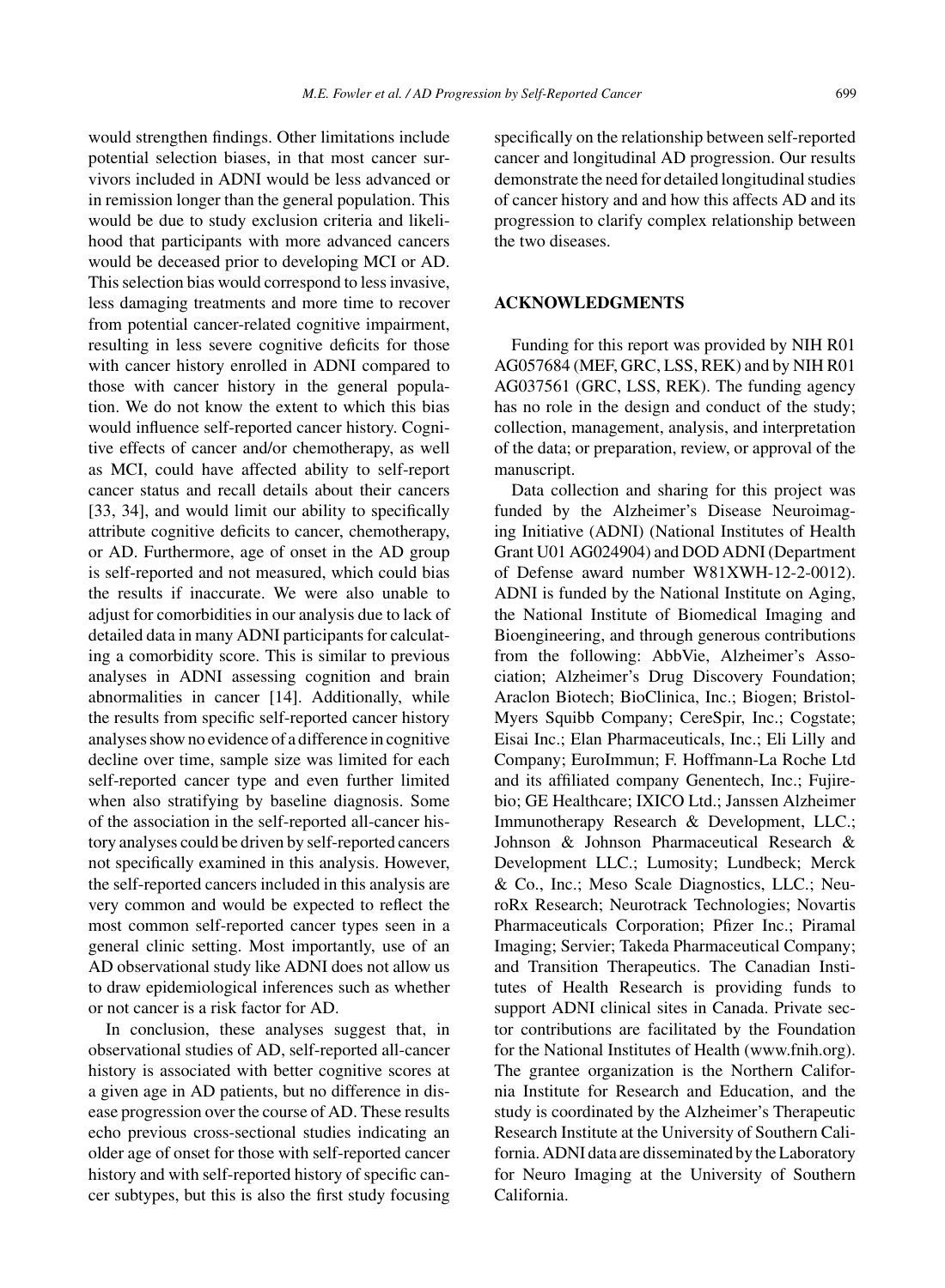would strengthen findings. Other limitations include potential selection biases, in that most cancer survivors included in ADNI would be less advanced or in remission longer than the general population. This would be due to study exclusion criteria and likelihood that participants with more advanced cancers would be deceased prior to developing MCI or AD. This selection bias would correspond to less invasive, less damaging treatments and more time to recover from potential cancer-related cognitive impairment, resulting in less severe cognitive deficits for those with cancer history enrolled in ADNI compared to those with cancer history in the general population. We do not know the extent to which this bias would influence self-reported cancer history. Cognitive effects of cancer and/or chemotherapy, as well as MCI, could have affected ability to self-report cancer status and recall details about their cancers [33, 34], and would limit our ability to specifically attribute cognitive deficits to cancer, chemotherapy, or AD. Furthermore, age of onset in the AD group is self-reported and not measured, which could bias the results if inaccurate. We were also unable to adjust for comorbidities in our analysis due to lack of detailed data in many ADNI participants for calculating a comorbidity score. This is similar to previous analyses in ADNI assessing cognition and brain abnormalities in cancer [14]. Additionally, while the results from specific self-reported cancer history analyses show no evidence of a difference in cognitive decline over time, sample size was limited for each self-reported cancer type and even further limited when also stratifying by baseline diagnosis. Some of the association in the self-reported all-cancer history analyses could be driven by self-reported cancers not specifically examined in this analysis. However, the self-reported cancers included in this analysis are very common and would be expected to reflect the most common self-reported cancer types seen in a general clinic setting. Most importantly, use of an AD observational study like ADNI does not allow us to draw epidemiological inferences such as whether or not cancer is a risk factor for AD.

In conclusion, these analyses suggest that, in observational studies of AD, self-reported all-cancer history is associated with better cognitive scores at a given age in AD patients, but no difference in disease progression over the course of AD. These results echo previous cross-sectional studies indicating an older age of onset for those with self-reported cancer history and with self-reported history of specific cancer subtypes, but this is also the first study focusing specifically on the relationship between self-reported cancer and longitudinal AD progression. Our results demonstrate the need for detailed longitudinal studies of cancer history and and how this affects AD and its progression to clarify complex relationship between the two diseases.

## ACKNOWLEDGMENTS

Funding for this report was provided by NIH R01 AG057684 (MEF, GRC, LSS, REK) and by NIH R01 AG037561 (GRC, LSS, REK). The funding agency has no role in the design and conduct of the study; collection, management, analysis, and interpretation of the data; or preparation, review, or approval of the manuscript.

Data collection and sharing for this project was funded by the Alzheimer's Disease Neuroimaging Initiative (ADNI) (National Institutes of Health Grant U01 AG024904) and DOD ADNI (Department of Defense award number W81XWH-12-2-0012). ADNI is funded by the National Institute on Aging, the National Institute of Biomedical Imaging and Bioengineering, and through generous contributions from the following: AbbVie, Alzheimer's Association; Alzheimer's Drug Discovery Foundation; Araclon Biotech; BioClinica, Inc.; Biogen; Bristol-Myers Squibb Company; CereSpir, Inc.; Cogstate; Eisai Inc.; Elan Pharmaceuticals, Inc.; Eli Lilly and Company; EuroImmun; F. Hoffmann-La Roche Ltd and its affiliated company Genentech, Inc.; Fujirebio; GE Healthcare; IXICO Ltd.; Janssen Alzheimer Immunotherapy Research & Development, LLC.; Johnson & Johnson Pharmaceutical Research & Development LLC.; Lumosity; Lundbeck; Merck & Co., Inc.; Meso Scale Diagnostics, LLC.; NeuroRx Research; Neurotrack Technologies; Novartis Pharmaceuticals Corporation; Pfizer Inc.; Piramal Imaging; Servier; Takeda Pharmaceutical Company; and Transition Therapeutics. The Canadian Institutes of Health Research is providing funds to support ADNI clinical sites in Canada. Private sector contributions are facilitated by the Foundation for the National Institutes of Health (www.fnih.org). The grantee organization is the Northern California Institute for Research and Education, and the study is coordinated by the Alzheimer's Therapeutic Research Institute at the University of Southern California. ADNI data are disseminated by the Laboratory for Neuro Imaging at the University of Southern California.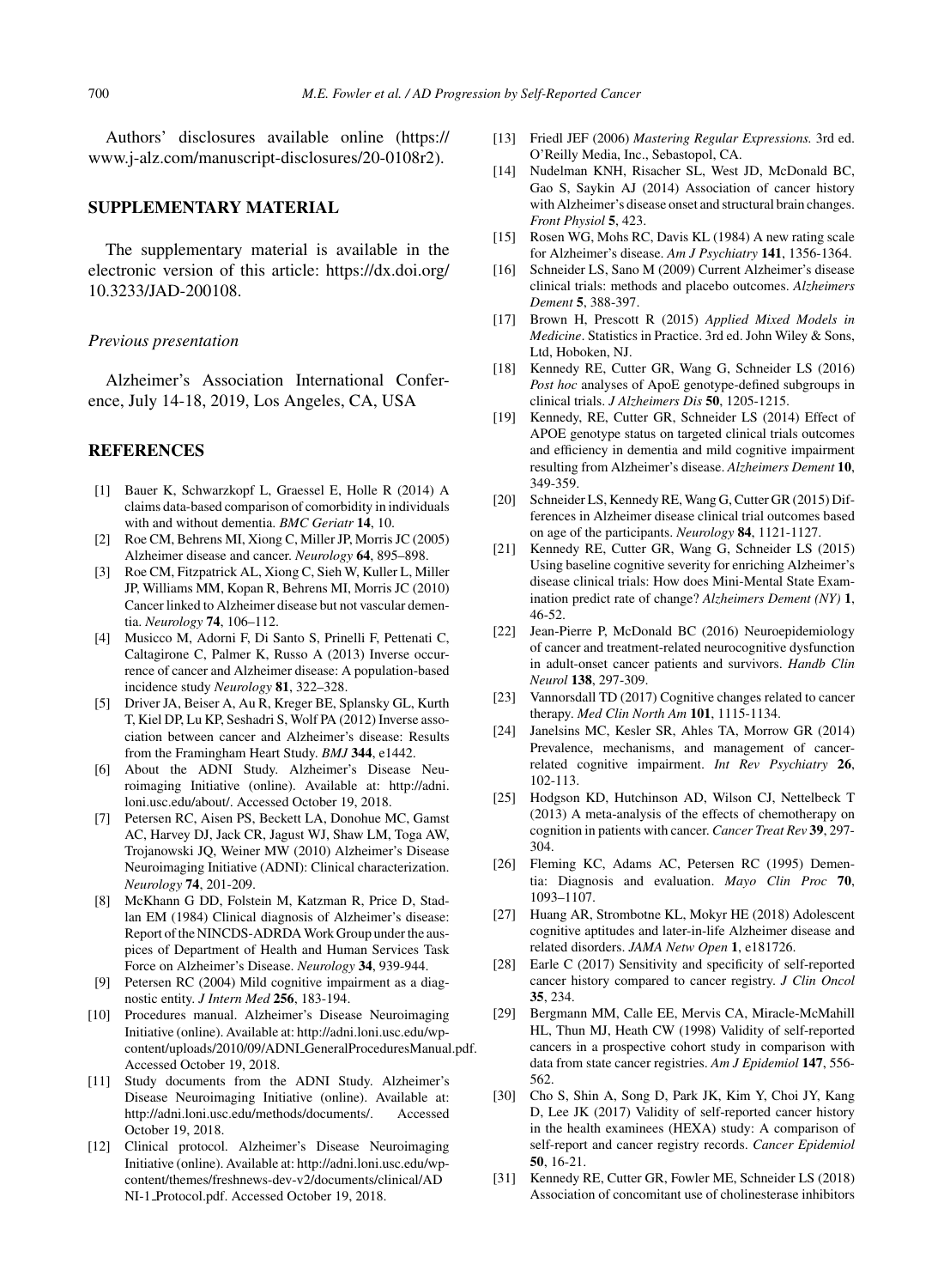Authors' disclosures available online (https://www.j-alz.com/manuscript-disclosures/20-0108r2).

## SUPPLEMENTARY MATERIAL

The supplementary material is available in the electronic version of this article: https://dx.doi.org/10.3233/JAD-200108.

### *Previous presentation*

Alzheimer's Association International Conference, July 14-18, 2019, Los Angeles, CA, USA

## REFERENCES

[1] Bauer K, Schwarzkopf L, Graessel E, Holle R (2014) A claims data-based comparison of comorbidity in individuals with and without dementia. *BMC Geriatr* **14**, 10.

[2] Roe CM, Behrens MI, Xiong C, Miller JP, Morris JC (2005) Alzheimer disease and cancer. *Neurology* **64**, 895–898.

[3] Roe CM, Fitzpatrick AL, Xiong C, Sieh W, Kuller L, Miller JP, Williams MM, Kopan R, Behrens MI, Morris JC (2010) Cancer linked to Alzheimer disease but not vascular dementia. *Neurology* **74**, 106–112.

[4] Musicco M, Adorni F, Di Santo S, Prinelli F, Pettenati C, Caltagirone C, Palmer K, Russo A (2013) Inverse occurrence of cancer and Alzheimer disease: A population-based incidence study *Neurology* **81**, 322–328.

[5] Driver JA, Beiser A, Au R, Kreger BE, Splansky GL, Kurth T, Kiel DP, Lu KP, Seshadri S, Wolf PA (2012) Inverse association between cancer and Alzheimer's disease: Results from the Framingham Heart Study. *BMJ* **344**, e1442.

[6] About the ADNI Study. Alzheimer's Disease Neuroimaging Initiative (online). Available at: http://adni.loni.usc.edu/about/. Accessed October 19, 2018.

[7] Petersen RC, Aisen PS, Beckett LA, Donohue MC, Gamst AC, Harvey DJ, Jack CR, Jagust WJ, Shaw LM, Toga AW, Trojanowski JQ, Weiner MW (2010) Alzheimer's Disease Neuroimaging Initiative (ADNI): Clinical characterization. *Neurology* **74**, 201-209.

[8] McKhann G DD, Folstein M, Katzman R, Price D, Stadlan EM (1984) Clinical diagnosis of Alzheimer's disease: Report of the NINCDS-ADRDA Work Group under the auspices of Department of Health and Human Services Task Force on Alzheimer's Disease. *Neurology* **34**, 939-944.

[9] Petersen RC (2004) Mild cognitive impairment as a diagnostic entity. *J Intern Med* **256**, 183-194.

[10] Procedures manual. Alzheimer's Disease Neuroimaging Initiative (online). Available at: http://adni.loni.usc.edu/wp-content/uploads/2010/09/ADNI_GeneralProceduresManual.pdf. Accessed October 19, 2018.

[11] Study documents from the ADNI Study. Alzheimer's Disease Neuroimaging Initiative (online). Available at: http://adni.loni.usc.edu/methods/documents/. Accessed October 19, 2018.

[12] Clinical protocol. Alzheimer's Disease Neuroimaging Initiative (online). Available at: http://adni.loni.usc.edu/wp-content/themes/freshnews-dev-v2/documents/clinical/ADNI-1_Protocol.pdf. Accessed October 19, 2018.

[13] Friedl JEF (2006) *Mastering Regular Expressions.* 3rd ed. O'Reilly Media, Inc., Sebastopol, CA.

[14] Nudelman KNH, Risacher SL, West JD, McDonald BC, Gao S, Saykin AJ (2014) Association of cancer history with Alzheimer's disease onset and structural brain changes. *Front Physiol* **5**, 423.

[15] Rosen WG, Mohs RC, Davis KL (1984) A new rating scale for Alzheimer's disease. *Am J Psychiatry* **141**, 1356-1364.

[16] Schneider LS, Sano M (2009) Current Alzheimer's disease clinical trials: methods and placebo outcomes. *Alzheimers Dement* **5**, 388-397.

[17] Brown H, Prescott R (2015) *Applied Mixed Models in Medicine*. Statistics in Practice. 3rd ed. John Wiley & Sons, Ltd, Hoboken, NJ.

[18] Kennedy RE, Cutter GR, Wang G, Schneider LS (2016) *Post hoc* analyses of ApoE genotype-defined subgroups in clinical trials. *J Alzheimers Dis* **50**, 1205-1215.

[19] Kennedy, RE, Cutter GR, Schneider LS (2014) Effect of APOE genotype status on targeted clinical trials outcomes and efficiency in dementia and mild cognitive impairment resulting from Alzheimer's disease. *Alzheimers Dement* **10**, 349-359.

[20] Schneider LS, Kennedy RE, Wang G, Cutter GR (2015) Differences in Alzheimer disease clinical trial outcomes based on age of the participants. *Neurology* **84**, 1121-1127.

[21] Kennedy RE, Cutter GR, Wang G, Schneider LS (2015) Using baseline cognitive severity for enriching Alzheimer's disease clinical trials: How does Mini-Mental State Examination predict rate of change? *Alzheimers Dement (NY)* **1**, 46-52.

[22] Jean-Pierre P, McDonald BC (2016) Neuroepidemiology of cancer and treatment-related neurocognitive dysfunction in adult-onset cancer patients and survivors. *Handb Clin Neurol* **138**, 297-309.

[23] Vannorsdall TD (2017) Cognitive changes related to cancer therapy. *Med Clin North Am* **101**, 1115-1134.

[24] Janelsins MC, Kesler SR, Ahles TA, Morrow GR (2014) Prevalence, mechanisms, and management of cancer-related cognitive impairment. *Int Rev Psychiatry* **26**, 102-113.

[25] Hodgson KD, Hutchinson AD, Wilson CJ, Nettelbeck T (2013) A meta-analysis of the effects of chemotherapy on cognition in patients with cancer. *Cancer Treat Rev* **39**, 297-304.

[26] Fleming KC, Adams AC, Petersen RC (1995) Dementia: Diagnosis and evaluation. *Mayo Clin Proc* **70**, 1093–1107.

[27] Huang AR, Strombotne KL, Mokyr HE (2018) Adolescent cognitive aptitudes and later-in-life Alzheimer disease and related disorders. *JAMA Netw Open* **1**, e181726.

[28] Earle C (2017) Sensitivity and specificity of self-reported cancer history compared to cancer registry. *J Clin Oncol* **35**, 234.

[29] Bergmann MM, Calle EE, Mervis CA, Miracle-McMahill HL, Thun MJ, Heath CW (1998) Validity of self-reported cancers in a prospective cohort study in comparison with data from state cancer registries. *Am J Epidemiol* **147**, 556-562.

[30] Cho S, Shin A, Song D, Park JK, Kim Y, Choi JY, Kang D, Lee JK (2017) Validity of self-reported cancer history in the health examinees (HEXA) study: A comparison of self-report and cancer registry records. *Cancer Epidemiol* **50**, 16-21.

[31] Kennedy RE, Cutter GR, Fowler ME, Schneider LS (2018) Association of concomitant use of cholinesterase inhibitors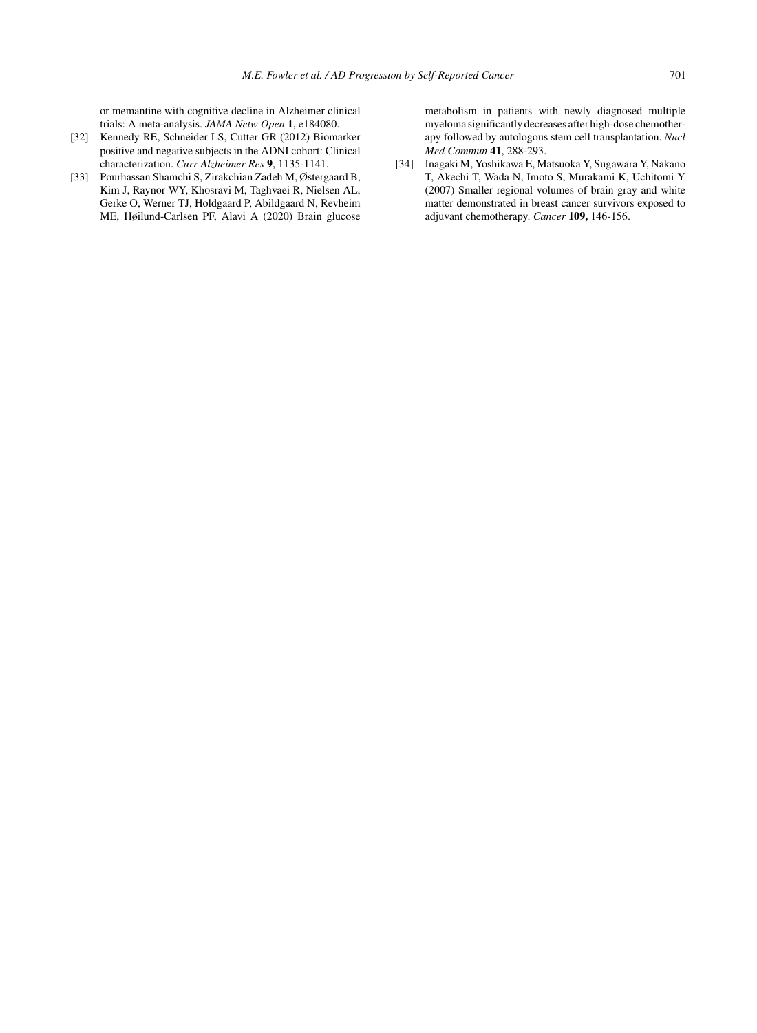or memantine with cognitive decline in Alzheimer clinical trials: A meta-analysis. *JAMA Netw Open* **1**, e184080.

[32] Kennedy RE, Schneider LS, Cutter GR (2012) Biomarker positive and negative subjects in the ADNI cohort: Clinical characterization. *Curr Alzheimer Res* **9**, 1135-1141.

[33] Pourhassan Shamchi S, Zirakchian Zadeh M, Østergaard B, Kim J, Raynor WY, Khosravi M, Taghvaei R, Nielsen AL, Gerke O, Werner TJ, Holdgaard P, Abildgaard N, Revheim ME, Høilund-Carlsen PF, Alavi A (2020) Brain glucose metabolism in patients with newly diagnosed multiple myeloma significantly decreases after high-dose chemotherapy followed by autologous stem cell transplantation. *Nucl Med Commun* **41**, 288-293.

[34] Inagaki M, Yoshikawa E, Matsuoka Y, Sugawara Y, Nakano T, Akechi T, Wada N, Imoto S, Murakami K, Uchitomi Y (2007) Smaller regional volumes of brain gray and white matter demonstrated in breast cancer survivors exposed to adjuvant chemotherapy. *Cancer* **109,** 146-156.